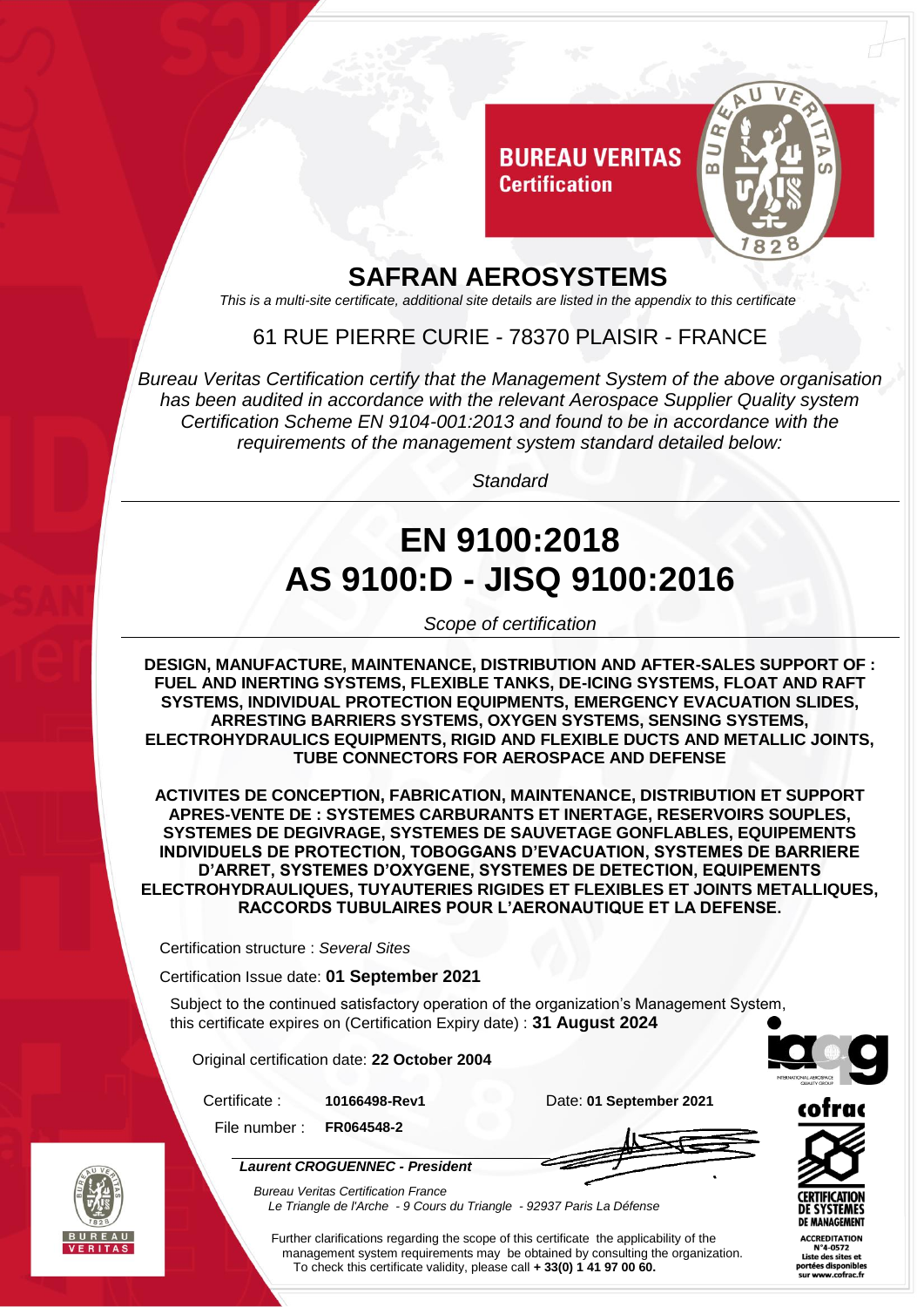**BUREAU VERITAS**
**Certification**

# SAFRAN AEROSYSTEMS

*This is a multi-site certificate, additional site details are listed in the appendix to this certificate*

61 RUE PIERRE CURIE - 78370 PLAISIR - FRANCE

*Bureau Veritas Certification certify that the Management System of the above organisation has been audited in accordance with the relevant Aerospace Supplier Quality system Certification Scheme EN 9104-001:2013 and found to be in accordance with the requirements of the management system standard detailed below:*

*Standard*

## EN 9100:2018
## AS 9100:D - JISQ 9100:2016

*Scope of certification*

**DESIGN, MANUFACTURE, MAINTENANCE, DISTRIBUTION AND AFTER-SALES SUPPORT OF : FUEL AND INERTING SYSTEMS, FLEXIBLE TANKS, DE-ICING SYSTEMS, FLOAT AND RAFT SYSTEMS, INDIVIDUAL PROTECTION EQUIPMENTS, EMERGENCY EVACUATION SLIDES, ARRESTING BARRIERS SYSTEMS, OXYGEN SYSTEMS, SENSING SYSTEMS, ELECTROHYDRAULICS EQUIPMENTS, RIGID AND FLEXIBLE DUCTS AND METALLIC JOINTS, TUBE CONNECTORS FOR AEROSPACE AND DEFENSE**

**ACTIVITES DE CONCEPTION, FABRICATION, MAINTENANCE, DISTRIBUTION ET SUPPORT APRES-VENTE DE : SYSTEMES CARBURANTS ET INERTAGE, RESERVOIRS SOUPLES, SYSTEMES DE DEGIVRAGE, SYSTEMES DE SAUVETAGE GONFLABLES, EQUIPEMENTS INDIVIDUELS DE PROTECTION, TOBOGGANS D'EVACUATION, SYSTEMES DE BARRIERE D'ARRET, SYSTEMES D'OXYGENE, SYSTEMES DE DETECTION, EQUIPEMENTS ELECTROHYDRAULIQUES, TUYAUTERIES RIGIDES ET FLEXIBLES ET JOINTS METALLIQUES, RACCORDS TUBULAIRES POUR L'AERONAUTIQUE ET LA DEFENSE.**

Certification structure : *Several Sites*

Certification Issue date: **01 September 2021**

Subject to the continued satisfactory operation of the organization's Management System, this certificate expires on (Certification Expiry date) : **31 August 2024**

Original certification date: **22 October 2004**

Certificate : **10166498-Rev1**

Date: **01 September 2021**

File number : **FR064548-2**

***Laurent CROGUENNEC - President***

*Bureau Veritas Certification France*
*Le Triangle de l'Arche - 9 Cours du Triangle - 92937 Paris La Défense*

Further clarifications regarding the scope of this certificate the applicability of the management system requirements may be obtained by consulting the organization.
To check this certificate validity, please call **+ 33(0) 1 41 97 00 60.**

cofrac
CERTIFICATION DE SYSTEMES DE MANAGEMENT
ACCREDITATION N°4-0572
Liste des sites et portées disponibles sur www.cofrac.fr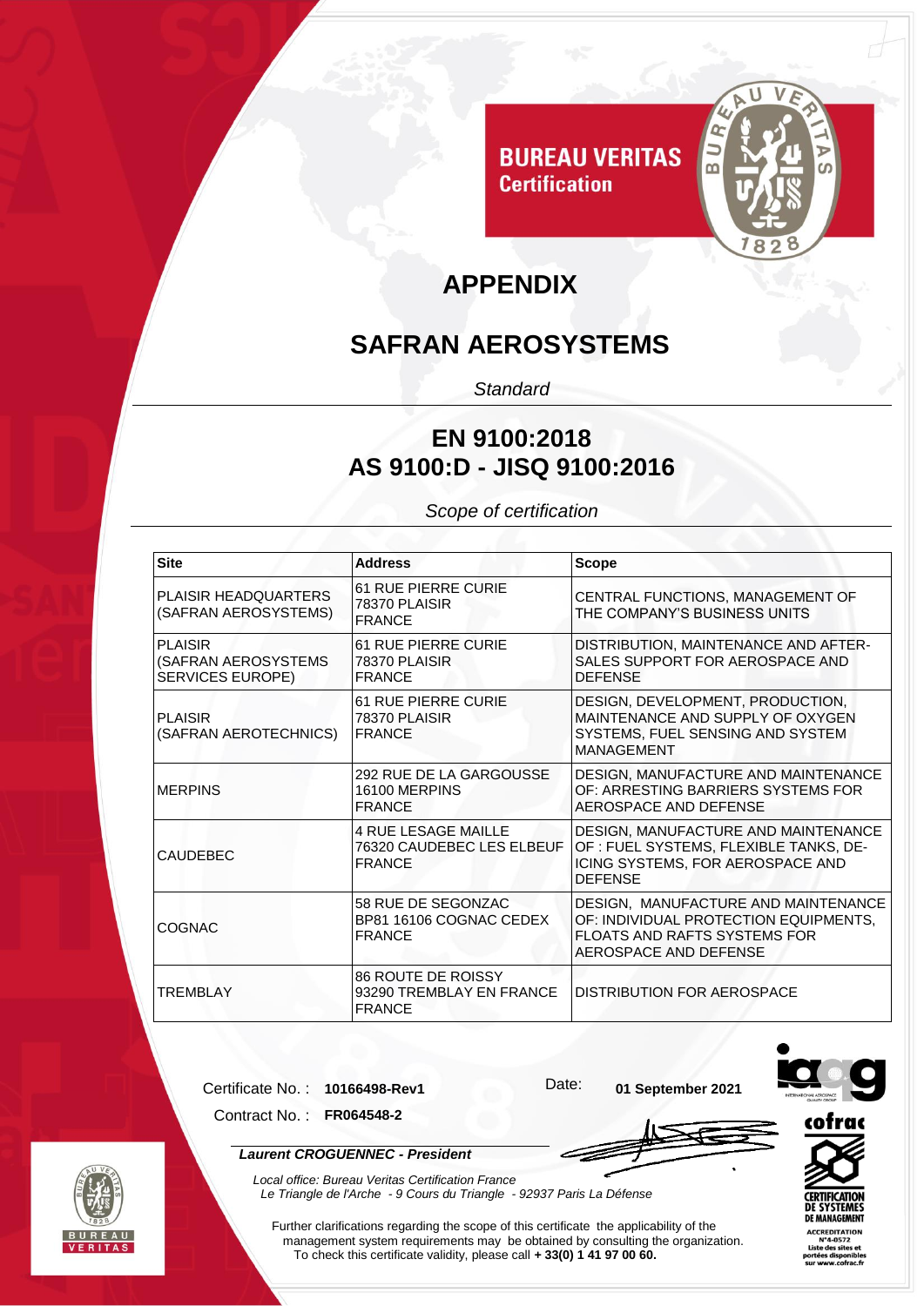BUREAU VERITAS
Certification

# APPENDIX

## SAFRAN AEROSYSTEMS

*Standard*

## EN 9100:2018
## AS 9100:D - JISQ 9100:2016

*Scope of certification*

| Site | Address | Scope |
| --- | --- | --- |
| PLAISIR HEADQUARTERS (SAFRAN AEROSYSTEMS) | 61 RUE PIERRE CURIE 78370 PLAISIR FRANCE | CENTRAL FUNCTIONS, MANAGEMENT OF THE COMPANY'S BUSINESS UNITS |
| PLAISIR (SAFRAN AEROSYSTEMS SERVICES EUROPE) | 61 RUE PIERRE CURIE 78370 PLAISIR FRANCE | DISTRIBUTION, MAINTENANCE AND AFTER-SALES SUPPORT FOR AEROSPACE AND DEFENSE |
| PLAISIR (SAFRAN AEROTECHNICS) | 61 RUE PIERRE CURIE 78370 PLAISIR FRANCE | DESIGN, DEVELOPMENT, PRODUCTION, MAINTENANCE AND SUPPLY OF OXYGEN SYSTEMS, FUEL SENSING AND SYSTEM MANAGEMENT |
| MERPINS | 292 RUE DE LA GARGOUSSE 16100 MERPINS FRANCE | DESIGN, MANUFACTURE AND MAINTENANCE OF: ARRESTING BARRIERS SYSTEMS FOR AEROSPACE AND DEFENSE |
| CAUDEBEC | 4 RUE LESAGE MAILLE 76320 CAUDEBEC LES ELBEUF FRANCE | DESIGN, MANUFACTURE AND MAINTENANCE OF : FUEL SYSTEMS, FLEXIBLE TANKS, DE-ICING SYSTEMS, FOR AEROSPACE AND DEFENSE |
| COGNAC | 58 RUE DE SEGONZAC BP81 16106 COGNAC CEDEX FRANCE | DESIGN, MANUFACTURE AND MAINTENANCE OF: INDIVIDUAL PROTECTION EQUIPMENTS, FLOATS AND RAFTS SYSTEMS FOR AEROSPACE AND DEFENSE |
| TREMBLAY | 86 ROUTE DE ROISSY 93290 TREMBLAY EN FRANCE FRANCE | DISTRIBUTION FOR AEROSPACE |

Certificate No. : **10166498-Rev1**

Contract No. : **FR064548-2**

Date: **01 September 2021**

***Laurent CROGUENNEC - President***

*Local office: Bureau Veritas Certification France*
*Le Triangle de l'Arche - 9 Cours du Triangle - 92937 Paris La Défense*

Further clarifications regarding the scope of this certificate the applicability of the management system requirements may be obtained by consulting the organization.
To check this certificate validity, please call **+ 33(0) 1 41 97 00 60.**

cofrac
CERTIFICATION DE SYSTEMES DE MANAGEMENT
ACCREDITATION N°4-0572
Liste des sites et portées disponibles sur www.cofrac.fr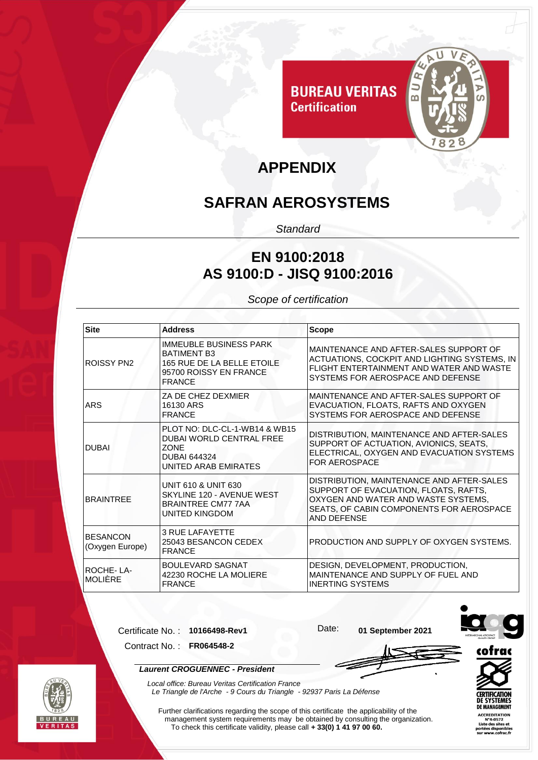BUREAU VERITAS
Certification

# APPENDIX

## SAFRAN AEROSYSTEMS

*Standard*

## EN 9100:2018
## AS 9100:D - JISQ 9100:2016

*Scope of certification*

| Site | Address | Scope |
| --- | --- | --- |
| ROISSY PN2 | IMMEUBLE BUSINESS PARK BATIMENT B3 165 RUE DE LA BELLE ETOILE 95700 ROISSY EN FRANCE FRANCE | MAINTENANCE AND AFTER-SALES SUPPORT OF ACTUATIONS, COCKPIT AND LIGHTING SYSTEMS, IN FLIGHT ENTERTAINMENT AND WATER AND WASTE SYSTEMS FOR AEROSPACE AND DEFENSE |
| ARS | ZA DE CHEZ DEXMIER 16130 ARS FRANCE | MAINTENANCE AND AFTER-SALES SUPPORT OF EVACUATION, FLOATS, RAFTS AND OXYGEN SYSTEMS FOR AEROSPACE AND DEFENSE |
| DUBAI | PLOT NO: DLC-CL-1-WB14 & WB15 DUBAI WORLD CENTRAL FREE ZONE DUBAI 644324 UNITED ARAB EMIRATES | DISTRIBUTION, MAINTENANCE AND AFTER-SALES SUPPORT OF ACTUATION, AVIONICS, SEATS, ELECTRICAL, OXYGEN AND EVACUATION SYSTEMS FOR AEROSPACE |
| BRAINTREE | UNIT 610 & UNIT 630 SKYLINE 120 - AVENUE WEST BRAINTREE CM77 7AA UNITED KINGDOM | DISTRIBUTION, MAINTENANCE AND AFTER-SALES SUPPORT OF EVACUATION, FLOATS, RAFTS, OXYGEN AND WATER AND WASTE SYSTEMS, SEATS, OF CABIN COMPONENTS FOR AEROSPACE AND DEFENSE |
| BESANCON (Oxygen Europe) | 3 RUE LAFAYETTE 25043 BESANCON CEDEX FRANCE | PRODUCTION AND SUPPLY OF OXYGEN SYSTEMS. |
| ROCHE- LA-MOLIÈRE | BOULEVARD SAGNAT 42230 ROCHE LA MOLIERE FRANCE | DESIGN, DEVELOPMENT, PRODUCTION, MAINTENANCE AND SUPPLY OF FUEL AND INERTING SYSTEMS |

Certificate No. : **10166498-Rev1**

Contract No. : **FR064548-2**

Date: **01 September 2021**

***Laurent CROGUENNEC - President***

*Local office: Bureau Veritas Certification France*
*Le Triangle de l'Arche - 9 Cours du Triangle - 92937 Paris La Défense*

Further clarifications regarding the scope of this certificate the applicability of the management system requirements may be obtained by consulting the organization. To check this certificate validity, please call **+ 33(0) 1 41 97 00 60.**

cofrac
CERTIFICATION DE SYSTEMES DE MANAGEMENT
ACCREDITATION N°4-0572
Liste des sites et portées disponibles sur www.cofrac.fr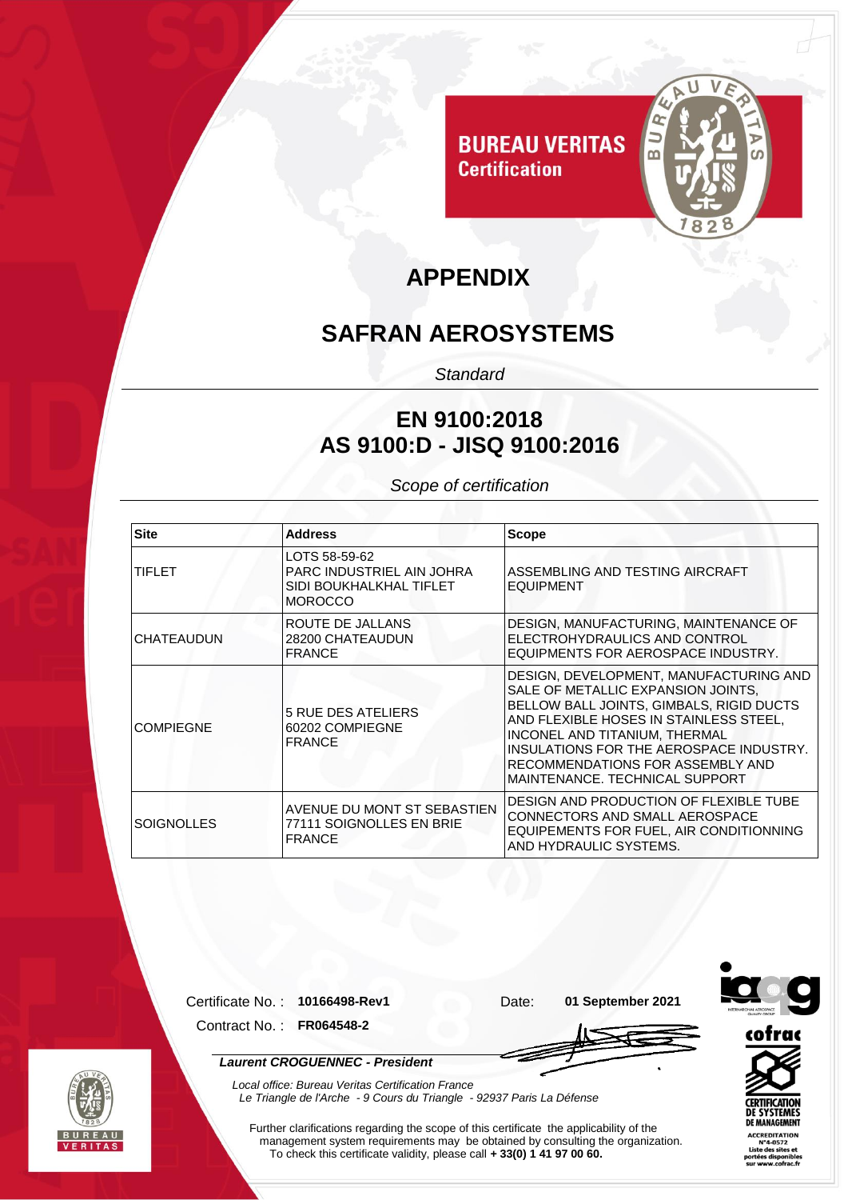BUREAU VERITAS
Certification

# APPENDIX

## SAFRAN AEROSYSTEMS

*Standard*

## EN 9100:2018
## AS 9100:D - JISQ 9100:2016

*Scope of certification*

| Site | Address | Scope |
| --- | --- | --- |
| TIFLET | LOTS 58-59-62<br>PARC INDUSTRIEL AIN JOHRA<br>SIDI BOUKHALKHAL TIFLET<br>MOROCCO | ASSEMBLING AND TESTING AIRCRAFT EQUIPMENT |
| CHATEAUDUN | ROUTE DE JALLANS<br>28200 CHATEAUDUN<br>FRANCE | DESIGN, MANUFACTURING, MAINTENANCE OF ELECTROHYDRAULICS AND CONTROL EQUIPMENTS FOR AEROSPACE INDUSTRY. |
| COMPIEGNE | 5 RUE DES ATELIERS<br>60202 COMPIEGNE<br>FRANCE | DESIGN, DEVELOPMENT, MANUFACTURING AND SALE OF METALLIC EXPANSION JOINTS, BELLOW BALL JOINTS, GIMBALS, RIGID DUCTS AND FLEXIBLE HOSES IN STAINLESS STEEL, INCONEL AND TITANIUM, THERMAL INSULATIONS FOR THE AEROSPACE INDUSTRY. RECOMMENDATIONS FOR ASSEMBLY AND MAINTENANCE. TECHNICAL SUPPORT |
| SOIGNOLLES | AVENUE DU MONT ST SEBASTIEN<br>77111 SOIGNOLLES EN BRIE<br>FRANCE | DESIGN AND PRODUCTION OF FLEXIBLE TUBE CONNECTORS AND SMALL AEROSPACE EQUIPEMENTS FOR FUEL, AIR CONDITIONNING AND HYDRAULIC SYSTEMS. |

Certificate No. : **10166498-Rev1** Date: **01 September 2021**

Contract No. : **FR064548-2**

***Laurent CROGUENNEC - President***

*Local office: Bureau Veritas Certification France*
*Le Triangle de l'Arche - 9 Cours du Triangle - 92937 Paris La Défense*

Further clarifications regarding the scope of this certificate the applicability of the management system requirements may be obtained by consulting the organization. To check this certificate validity, please call **+ 33(0) 1 41 97 00 60.**

cofrac
CERTIFICATION DE SYSTEMES DE MANAGEMENT
ACCREDITATION N°4-0572
Liste des sites et portées disponibles sur www.cofrac.fr